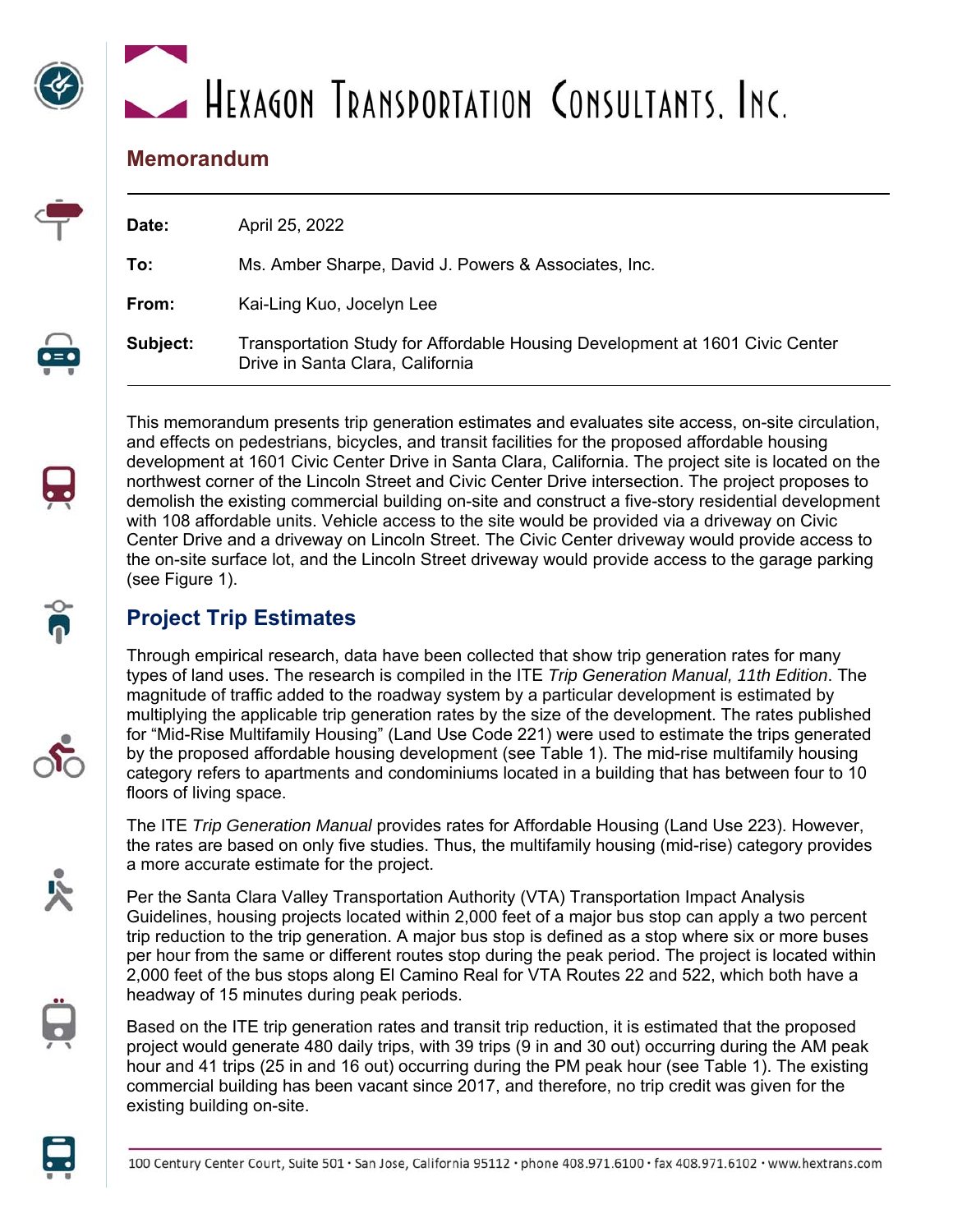# Hexagon Transportation Consultants, Inc.

## Memorandum

| | |
|---|---|
| **Date:** | April 25, 2022 |
| **To:** | Ms. Amber Sharpe, David J. Powers & Associates, Inc. |
| **From:** | Kai-Ling Kuo, Jocelyn Lee |
| **Subject:** | Transportation Study for Affordable Housing Development at 1601 Civic Center Drive in Santa Clara, California |

This memorandum presents trip generation estimates and evaluates site access, on-site circulation, and effects on pedestrians, bicycles, and transit facilities for the proposed affordable housing development at 1601 Civic Center Drive in Santa Clara, California. The project site is located on the northwest corner of the Lincoln Street and Civic Center Drive intersection. The project proposes to demolish the existing commercial building on-site and construct a five-story residential development with 108 affordable units. Vehicle access to the site would be provided via a driveway on Civic Center Drive and a driveway on Lincoln Street. The Civic Center driveway would provide access to the on-site surface lot, and the Lincoln Street driveway would provide access to the garage parking (see Figure 1).

## Project Trip Estimates

Through empirical research, data have been collected that show trip generation rates for many types of land uses. The research is compiled in the ITE *Trip Generation Manual, 11th Edition*. The magnitude of traffic added to the roadway system by a particular development is estimated by multiplying the applicable trip generation rates by the size of the development. The rates published for "Mid-Rise Multifamily Housing" (Land Use Code 221) were used to estimate the trips generated by the proposed affordable housing development (see Table 1). The mid-rise multifamily housing category refers to apartments and condominiums located in a building that has between four to 10 floors of living space.

The ITE *Trip Generation Manual* provides rates for Affordable Housing (Land Use 223). However, the rates are based on only five studies. Thus, the multifamily housing (mid-rise) category provides a more accurate estimate for the project.

Per the Santa Clara Valley Transportation Authority (VTA) Transportation Impact Analysis Guidelines, housing projects located within 2,000 feet of a major bus stop can apply a two percent trip reduction to the trip generation. A major bus stop is defined as a stop where six or more buses per hour from the same or different routes stop during the peak period. The project is located within 2,000 feet of the bus stops along El Camino Real for VTA Routes 22 and 522, which both have a headway of 15 minutes during peak periods.

Based on the ITE trip generation rates and transit trip reduction, it is estimated that the proposed project would generate 480 daily trips, with 39 trips (9 in and 30 out) occurring during the AM peak hour and 41 trips (25 in and 16 out) occurring during the PM peak hour (see Table 1). The existing commercial building has been vacant since 2017, and therefore, no trip credit was given for the existing building on-site.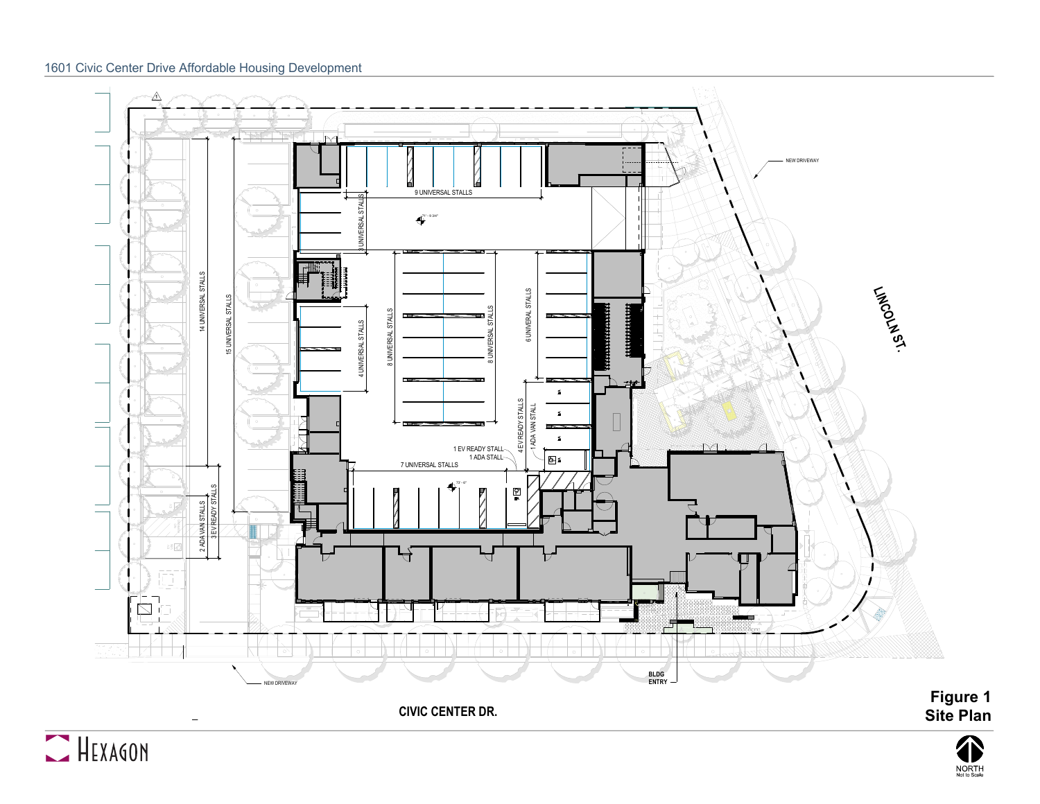Figure 1
Site Plan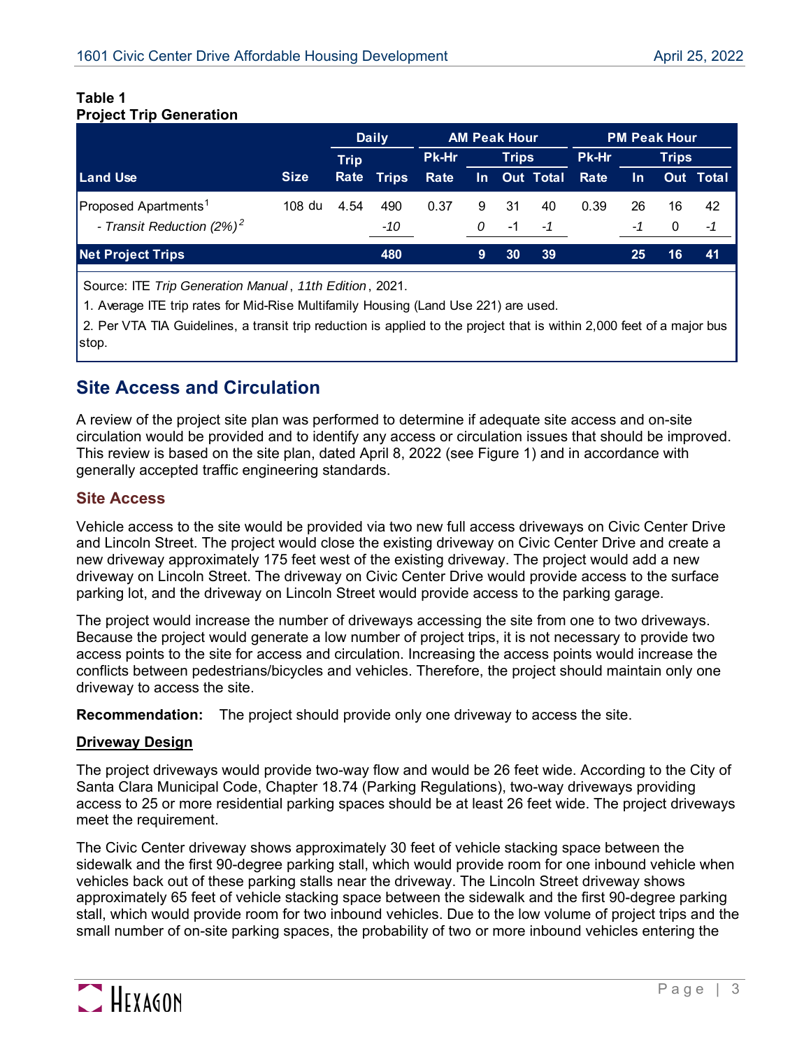**Table 1**
**Project Trip Generation**

| Land Use | Size | Daily | | AM Peak Hour | | | | PM Peak Hour | | | |
|---|---|---|---|---|---|---|---|---|---|---|---|
| | | Trip Rate | Trips | Pk-Hr Rate | In | Out | Total | Pk-Hr Rate | In | Out | Total |
| Proposed Apartments[1] | 108 du | 4.54 | 490 | 0.37 | 9 | 31 | 40 | 0.39 | 26 | 16 | 42 |
| *- Transit Reduction (2%)*[2] | | | *-10* | | *0* | *-1* | *-1* | | *-1* | *0* | *-1* |
| **Net Project Trips** | | | **480** | | **9** | **30** | **39** | | **25** | **16** | **41** |

Source: ITE *Trip Generation Manual*, *11th Edition*, 2021.

1. Average ITE trip rates for Mid-Rise Multifamily Housing (Land Use 221) are used.

2. Per VTA TIA Guidelines, a transit trip reduction is applied to the project that is within 2,000 feet of a major bus stop.

## Site Access and Circulation

A review of the project site plan was performed to determine if adequate site access and on-site circulation would be provided and to identify any access or circulation issues that should be improved. This review is based on the site plan, dated April 8, 2022 (see Figure 1) and in accordance with generally accepted traffic engineering standards.

### Site Access

Vehicle access to the site would be provided via two new full access driveways on Civic Center Drive and Lincoln Street. The project would close the existing driveway on Civic Center Drive and create a new driveway approximately 175 feet west of the existing driveway. The project would add a new driveway on Lincoln Street. The driveway on Civic Center Drive would provide access to the surface parking lot, and the driveway on Lincoln Street would provide access to the parking garage.

The project would increase the number of driveways accessing the site from one to two driveways. Because the project would generate a low number of project trips, it is not necessary to provide two access points to the site for access and circulation. Increasing the access points would increase the conflicts between pedestrians/bicycles and vehicles. Therefore, the project should maintain only one driveway to access the site.

**Recommendation:** The project should provide only one driveway to access the site.

**Driveway Design**

The project driveways would provide two-way flow and would be 26 feet wide. According to the City of Santa Clara Municipal Code, Chapter 18.74 (Parking Regulations), two-way driveways providing access to 25 or more residential parking spaces should be at least 26 feet wide. The project driveways meet the requirement.

The Civic Center driveway shows approximately 30 feet of vehicle stacking space between the sidewalk and the first 90-degree parking stall, which would provide room for one inbound vehicle when vehicles back out of these parking stalls near the driveway. The Lincoln Street driveway shows approximately 65 feet of vehicle stacking space between the sidewalk and the first 90-degree parking stall, which would provide room for two inbound vehicles. Due to the low volume of project trips and the small number of on-site parking spaces, the probability of two or more inbound vehicles entering the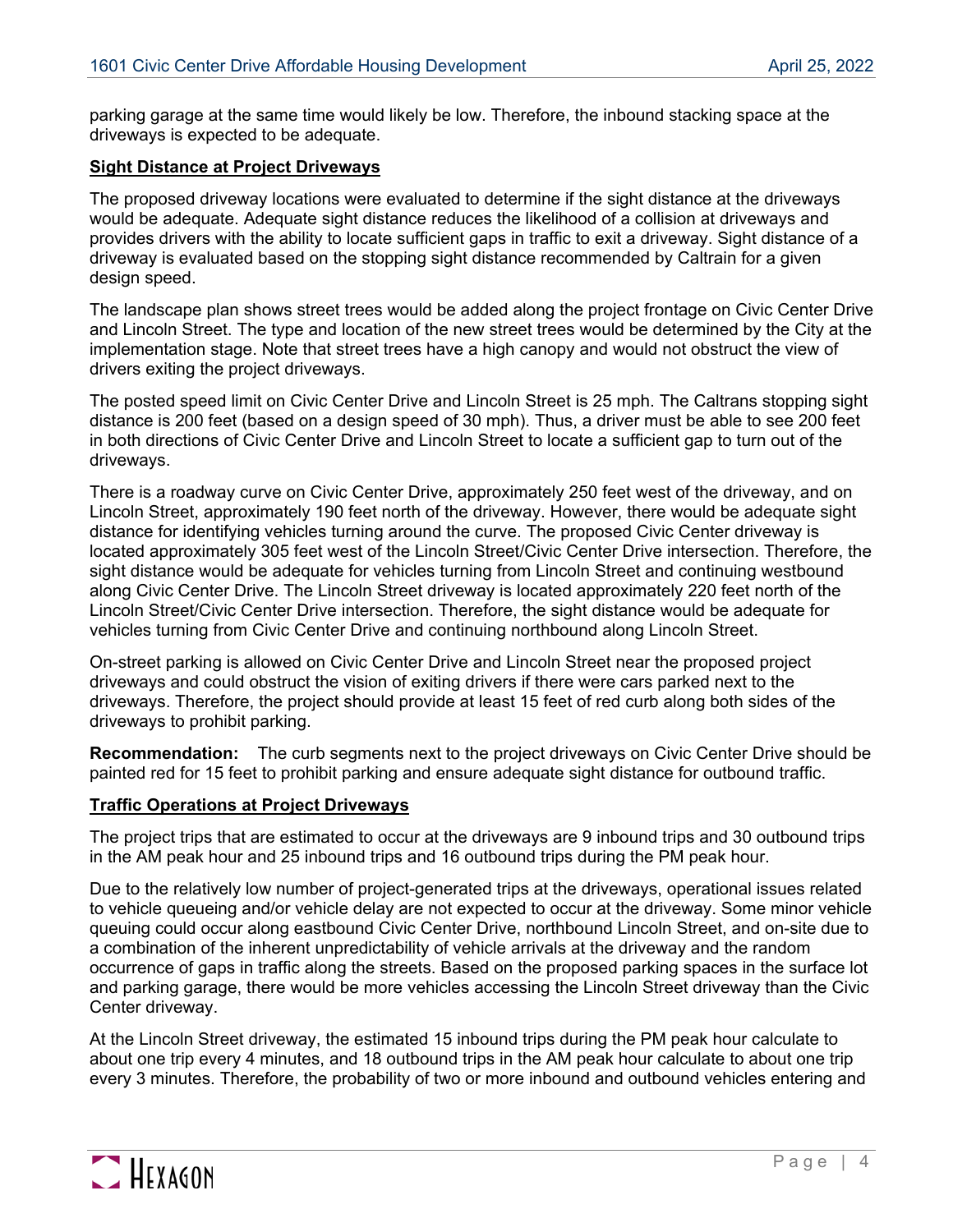parking garage at the same time would likely be low. Therefore, the inbound stacking space at the driveways is expected to be adequate.

**Sight Distance at Project Driveways**

The proposed driveway locations were evaluated to determine if the sight distance at the driveways would be adequate. Adequate sight distance reduces the likelihood of a collision at driveways and provides drivers with the ability to locate sufficient gaps in traffic to exit a driveway. Sight distance of a driveway is evaluated based on the stopping sight distance recommended by Caltrain for a given design speed.

The landscape plan shows street trees would be added along the project frontage on Civic Center Drive and Lincoln Street. The type and location of the new street trees would be determined by the City at the implementation stage. Note that street trees have a high canopy and would not obstruct the view of drivers exiting the project driveways.

The posted speed limit on Civic Center Drive and Lincoln Street is 25 mph. The Caltrans stopping sight distance is 200 feet (based on a design speed of 30 mph). Thus, a driver must be able to see 200 feet in both directions of Civic Center Drive and Lincoln Street to locate a sufficient gap to turn out of the driveways.

There is a roadway curve on Civic Center Drive, approximately 250 feet west of the driveway, and on Lincoln Street, approximately 190 feet north of the driveway. However, there would be adequate sight distance for identifying vehicles turning around the curve. The proposed Civic Center driveway is located approximately 305 feet west of the Lincoln Street/Civic Center Drive intersection. Therefore, the sight distance would be adequate for vehicles turning from Lincoln Street and continuing westbound along Civic Center Drive. The Lincoln Street driveway is located approximately 220 feet north of the Lincoln Street/Civic Center Drive intersection. Therefore, the sight distance would be adequate for vehicles turning from Civic Center Drive and continuing northbound along Lincoln Street.

On-street parking is allowed on Civic Center Drive and Lincoln Street near the proposed project driveways and could obstruct the vision of exiting drivers if there were cars parked next to the driveways. Therefore, the project should provide at least 15 feet of red curb along both sides of the driveways to prohibit parking.

**Recommendation:** The curb segments next to the project driveways on Civic Center Drive should be painted red for 15 feet to prohibit parking and ensure adequate sight distance for outbound traffic.

**Traffic Operations at Project Driveways**

The project trips that are estimated to occur at the driveways are 9 inbound trips and 30 outbound trips in the AM peak hour and 25 inbound trips and 16 outbound trips during the PM peak hour.

Due to the relatively low number of project-generated trips at the driveways, operational issues related to vehicle queueing and/or vehicle delay are not expected to occur at the driveway. Some minor vehicle queuing could occur along eastbound Civic Center Drive, northbound Lincoln Street, and on-site due to a combination of the inherent unpredictability of vehicle arrivals at the driveway and the random occurrence of gaps in traffic along the streets. Based on the proposed parking spaces in the surface lot and parking garage, there would be more vehicles accessing the Lincoln Street driveway than the Civic Center driveway.

At the Lincoln Street driveway, the estimated 15 inbound trips during the PM peak hour calculate to about one trip every 4 minutes, and 18 outbound trips in the AM peak hour calculate to about one trip every 3 minutes. Therefore, the probability of two or more inbound and outbound vehicles entering and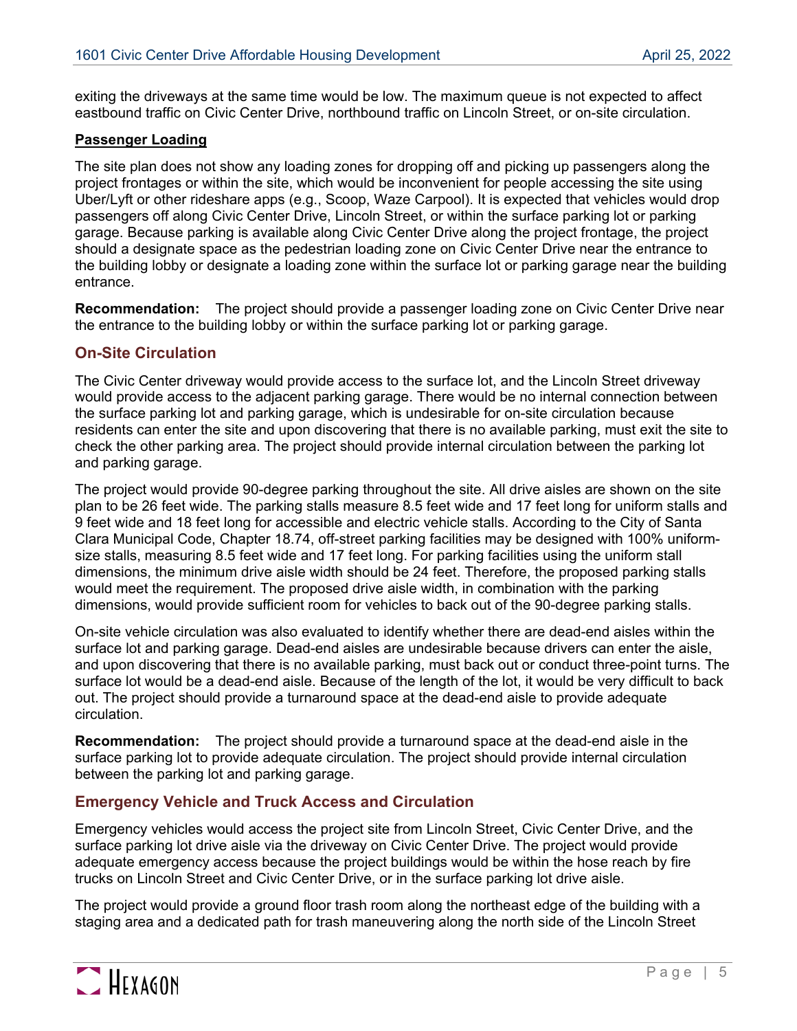exiting the driveways at the same time would be low. The maximum queue is not expected to affect eastbound traffic on Civic Center Drive, northbound traffic on Lincoln Street, or on-site circulation.

**Passenger Loading**

The site plan does not show any loading zones for dropping off and picking up passengers along the project frontages or within the site, which would be inconvenient for people accessing the site using Uber/Lyft or other rideshare apps (e.g., Scoop, Waze Carpool). It is expected that vehicles would drop passengers off along Civic Center Drive, Lincoln Street, or within the surface parking lot or parking garage. Because parking is available along Civic Center Drive along the project frontage, the project should a designate space as the pedestrian loading zone on Civic Center Drive near the entrance to the building lobby or designate a loading zone within the surface lot or parking garage near the building entrance.

**Recommendation:** The project should provide a passenger loading zone on Civic Center Drive near the entrance to the building lobby or within the surface parking lot or parking garage.

## On-Site Circulation

The Civic Center driveway would provide access to the surface lot, and the Lincoln Street driveway would provide access to the adjacent parking garage. There would be no internal connection between the surface parking lot and parking garage, which is undesirable for on-site circulation because residents can enter the site and upon discovering that there is no available parking, must exit the site to check the other parking area. The project should provide internal circulation between the parking lot and parking garage.

The project would provide 90-degree parking throughout the site. All drive aisles are shown on the site plan to be 26 feet wide. The parking stalls measure 8.5 feet wide and 17 feet long for uniform stalls and 9 feet wide and 18 feet long for accessible and electric vehicle stalls. According to the City of Santa Clara Municipal Code, Chapter 18.74, off-street parking facilities may be designed with 100% uniform-size stalls, measuring 8.5 feet wide and 17 feet long. For parking facilities using the uniform stall dimensions, the minimum drive aisle width should be 24 feet. Therefore, the proposed parking stalls would meet the requirement. The proposed drive aisle width, in combination with the parking dimensions, would provide sufficient room for vehicles to back out of the 90-degree parking stalls.

On-site vehicle circulation was also evaluated to identify whether there are dead-end aisles within the surface lot and parking garage. Dead-end aisles are undesirable because drivers can enter the aisle, and upon discovering that there is no available parking, must back out or conduct three-point turns. The surface lot would be a dead-end aisle. Because of the length of the lot, it would be very difficult to back out. The project should provide a turnaround space at the dead-end aisle to provide adequate circulation.

**Recommendation:** The project should provide a turnaround space at the dead-end aisle in the surface parking lot to provide adequate circulation. The project should provide internal circulation between the parking lot and parking garage.

## Emergency Vehicle and Truck Access and Circulation

Emergency vehicles would access the project site from Lincoln Street, Civic Center Drive, and the surface parking lot drive aisle via the driveway on Civic Center Drive. The project would provide adequate emergency access because the project buildings would be within the hose reach by fire trucks on Lincoln Street and Civic Center Drive, or in the surface parking lot drive aisle.

The project would provide a ground floor trash room along the northeast edge of the building with a staging area and a dedicated path for trash maneuvering along the north side of the Lincoln Street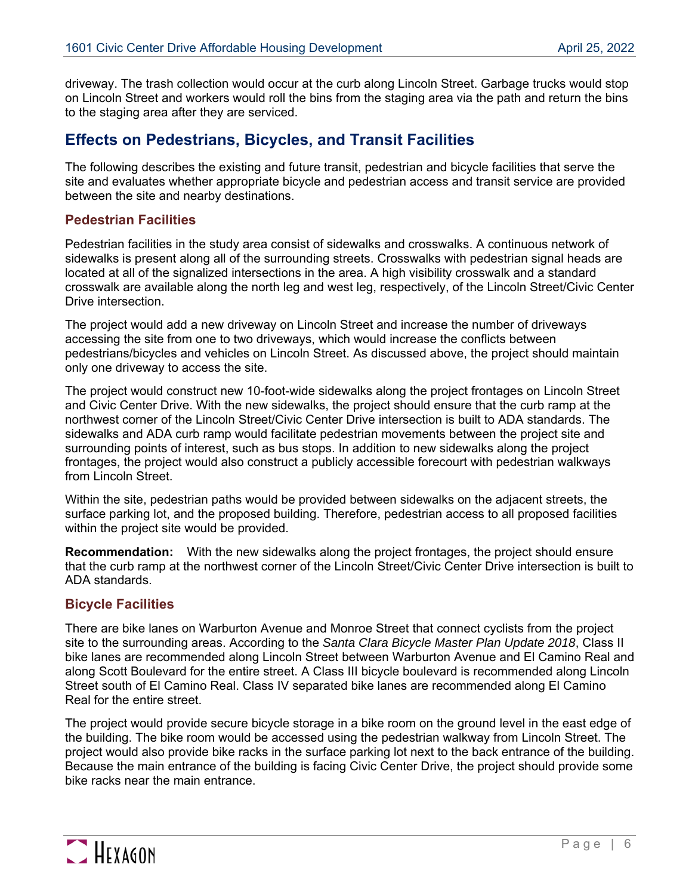driveway. The trash collection would occur at the curb along Lincoln Street. Garbage trucks would stop on Lincoln Street and workers would roll the bins from the staging area via the path and return the bins to the staging area after they are serviced.

## Effects on Pedestrians, Bicycles, and Transit Facilities

The following describes the existing and future transit, pedestrian and bicycle facilities that serve the site and evaluates whether appropriate bicycle and pedestrian access and transit service are provided between the site and nearby destinations.

### Pedestrian Facilities

Pedestrian facilities in the study area consist of sidewalks and crosswalks. A continuous network of sidewalks is present along all of the surrounding streets. Crosswalks with pedestrian signal heads are located at all of the signalized intersections in the area. A high visibility crosswalk and a standard crosswalk are available along the north leg and west leg, respectively, of the Lincoln Street/Civic Center Drive intersection.

The project would add a new driveway on Lincoln Street and increase the number of driveways accessing the site from one to two driveways, which would increase the conflicts between pedestrians/bicycles and vehicles on Lincoln Street. As discussed above, the project should maintain only one driveway to access the site.

The project would construct new 10-foot-wide sidewalks along the project frontages on Lincoln Street and Civic Center Drive. With the new sidewalks, the project should ensure that the curb ramp at the northwest corner of the Lincoln Street/Civic Center Drive intersection is built to ADA standards. The sidewalks and ADA curb ramp would facilitate pedestrian movements between the project site and surrounding points of interest, such as bus stops. In addition to new sidewalks along the project frontages, the project would also construct a publicly accessible forecourt with pedestrian walkways from Lincoln Street.

Within the site, pedestrian paths would be provided between sidewalks on the adjacent streets, the surface parking lot, and the proposed building. Therefore, pedestrian access to all proposed facilities within the project site would be provided.

**Recommendation:** With the new sidewalks along the project frontages, the project should ensure that the curb ramp at the northwest corner of the Lincoln Street/Civic Center Drive intersection is built to ADA standards.

### Bicycle Facilities

There are bike lanes on Warburton Avenue and Monroe Street that connect cyclists from the project site to the surrounding areas. According to the *Santa Clara Bicycle Master Plan Update 2018*, Class II bike lanes are recommended along Lincoln Street between Warburton Avenue and El Camino Real and along Scott Boulevard for the entire street. A Class III bicycle boulevard is recommended along Lincoln Street south of El Camino Real. Class IV separated bike lanes are recommended along El Camino Real for the entire street.

The project would provide secure bicycle storage in a bike room on the ground level in the east edge of the building. The bike room would be accessed using the pedestrian walkway from Lincoln Street. The project would also provide bike racks in the surface parking lot next to the back entrance of the building. Because the main entrance of the building is facing Civic Center Drive, the project should provide some bike racks near the main entrance.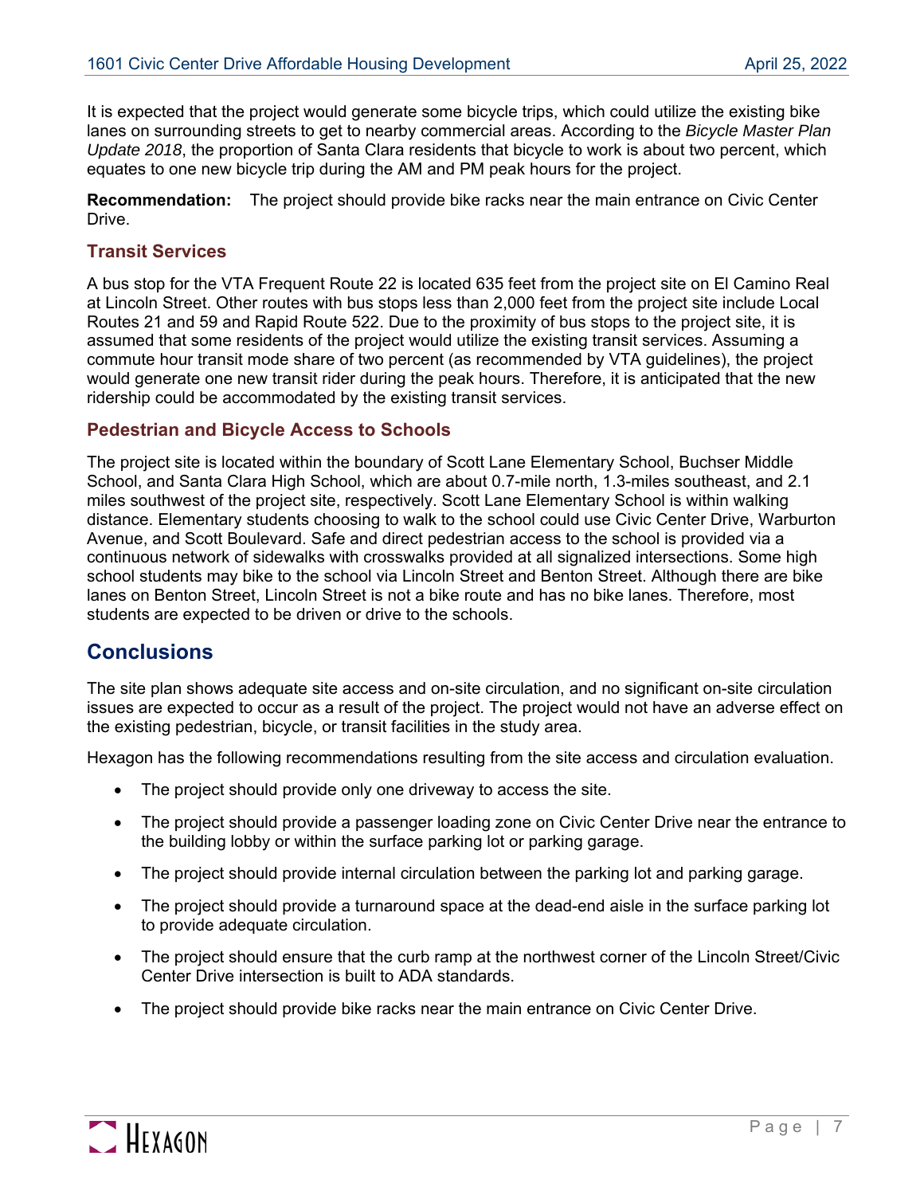It is expected that the project would generate some bicycle trips, which could utilize the existing bike lanes on surrounding streets to get to nearby commercial areas. According to the *Bicycle Master Plan Update 2018*, the proportion of Santa Clara residents that bicycle to work is about two percent, which equates to one new bicycle trip during the AM and PM peak hours for the project.

**Recommendation:** The project should provide bike racks near the main entrance on Civic Center Drive.

### Transit Services

A bus stop for the VTA Frequent Route 22 is located 635 feet from the project site on El Camino Real at Lincoln Street. Other routes with bus stops less than 2,000 feet from the project site include Local Routes 21 and 59 and Rapid Route 522. Due to the proximity of bus stops to the project site, it is assumed that some residents of the project would utilize the existing transit services. Assuming a commute hour transit mode share of two percent (as recommended by VTA guidelines), the project would generate one new transit rider during the peak hours. Therefore, it is anticipated that the new ridership could be accommodated by the existing transit services.

### Pedestrian and Bicycle Access to Schools

The project site is located within the boundary of Scott Lane Elementary School, Buchser Middle School, and Santa Clara High School, which are about 0.7-mile north, 1.3-miles southeast, and 2.1 miles southwest of the project site, respectively. Scott Lane Elementary School is within walking distance. Elementary students choosing to walk to the school could use Civic Center Drive, Warburton Avenue, and Scott Boulevard. Safe and direct pedestrian access to the school is provided via a continuous network of sidewalks with crosswalks provided at all signalized intersections. Some high school students may bike to the school via Lincoln Street and Benton Street. Although there are bike lanes on Benton Street, Lincoln Street is not a bike route and has no bike lanes. Therefore, most students are expected to be driven or drive to the schools.

## Conclusions

The site plan shows adequate site access and on-site circulation, and no significant on-site circulation issues are expected to occur as a result of the project. The project would not have an adverse effect on the existing pedestrian, bicycle, or transit facilities in the study area.

Hexagon has the following recommendations resulting from the site access and circulation evaluation.

- The project should provide only one driveway to access the site.
- The project should provide a passenger loading zone on Civic Center Drive near the entrance to the building lobby or within the surface parking lot or parking garage.
- The project should provide internal circulation between the parking lot and parking garage.
- The project should provide a turnaround space at the dead-end aisle in the surface parking lot to provide adequate circulation.
- The project should ensure that the curb ramp at the northwest corner of the Lincoln Street/Civic Center Drive intersection is built to ADA standards.
- The project should provide bike racks near the main entrance on Civic Center Drive.